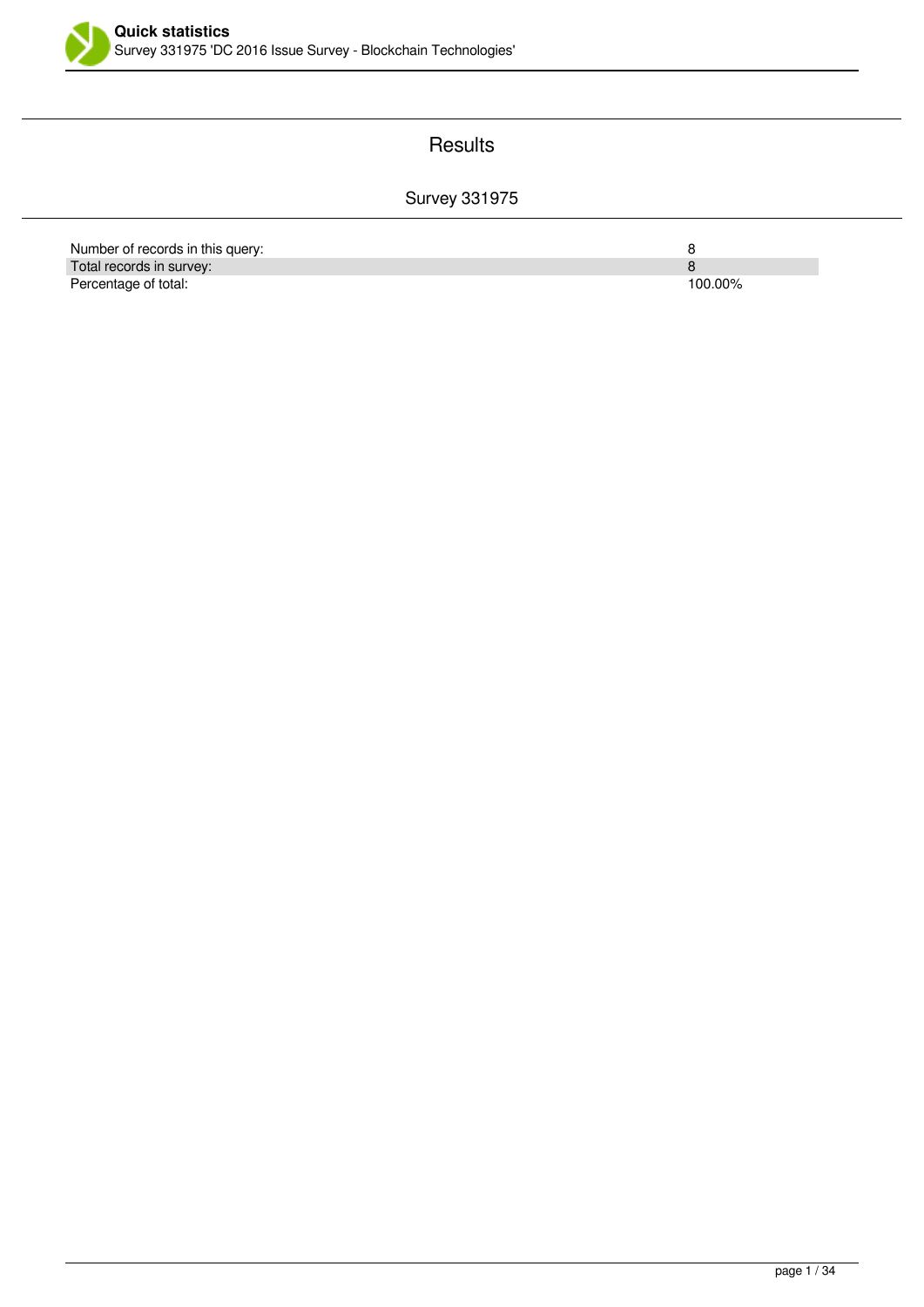# Quick statistics

Survey 331975 'DC 2016 Issue Survey - Blockchain Technologies'

## Results

### Survey 331975

| | |
|---|---|
| Number of records in this query: | 8 |
| Total records in survey: | 8 |
| Percentage of total: | 100.00% |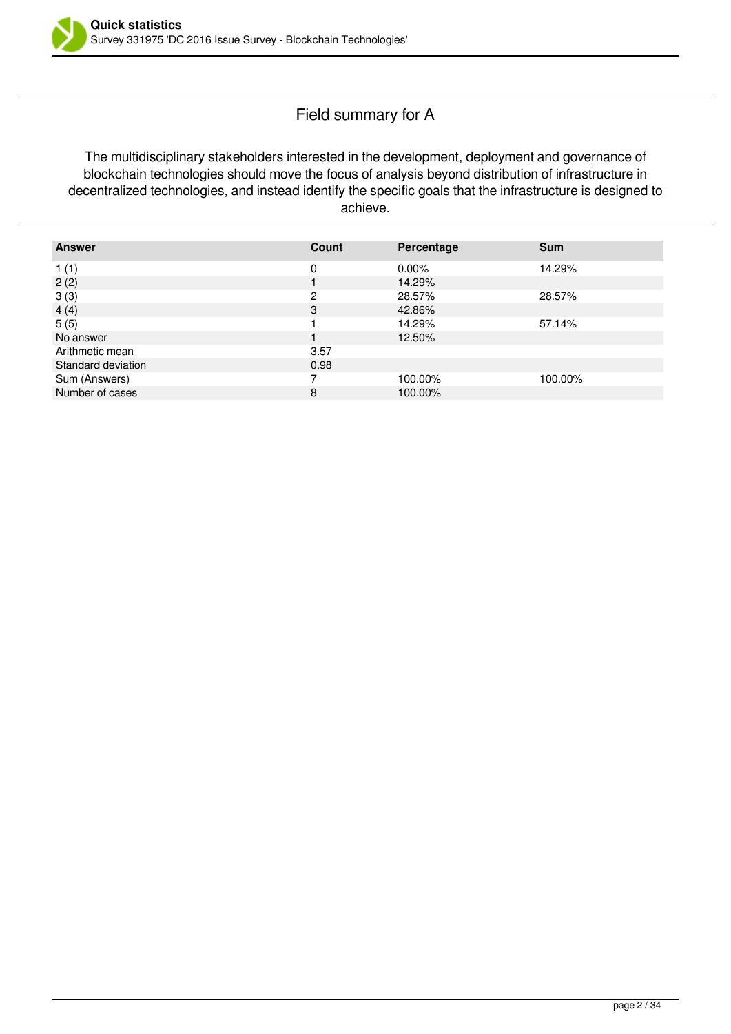## Field summary for A

The multidisciplinary stakeholders interested in the development, deployment and governance of blockchain technologies should move the focus of analysis beyond distribution of infrastructure in decentralized technologies, and instead identify the specific goals that the infrastructure is designed to achieve.

| Answer | Count | Percentage | Sum |
|---|---|---|---|
| 1 (1) | 0 | 0.00% | 14.29% |
| 2 (2) | 1 | 14.29% | |
| 3 (3) | 2 | 28.57% | 28.57% |
| 4 (4) | 3 | 42.86% | |
| 5 (5) | 1 | 14.29% | 57.14% |
| No answer | 1 | 12.50% | |
| Arithmetic mean | 3.57 | | |
| Standard deviation | 0.98 | | |
| Sum (Answers) | 7 | 100.00% | 100.00% |
| Number of cases | 8 | 100.00% | |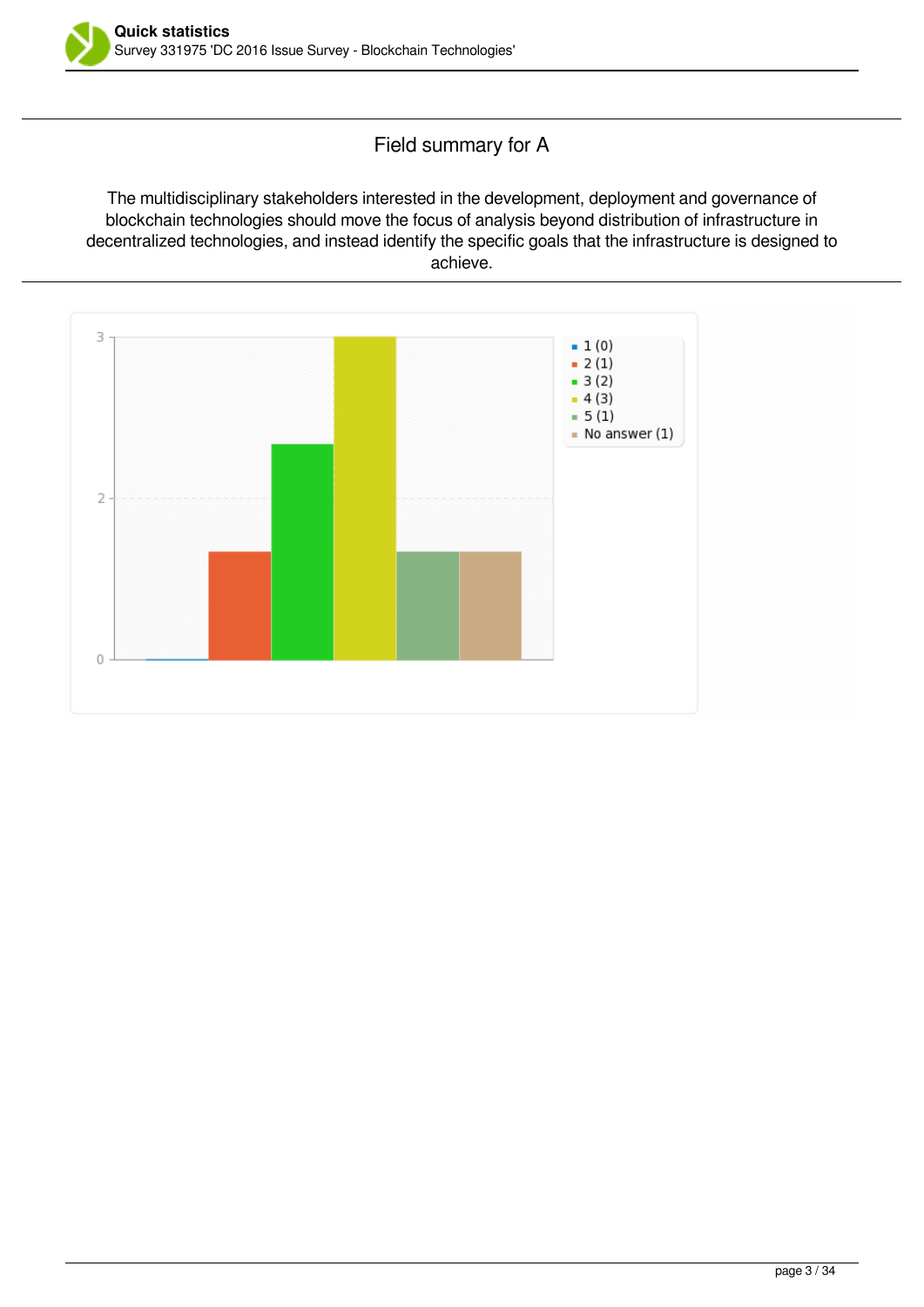## Field summary for A

The multidisciplinary stakeholders interested in the development, deployment and governance of blockchain technologies should move the focus of analysis beyond distribution of infrastructure in decentralized technologies, and instead identify the specific goals that the infrastructure is designed to achieve.

- 1 (0)
- 2 (1)
- 3 (2)
- 4 (3)
- 5 (1)
- No answer (1)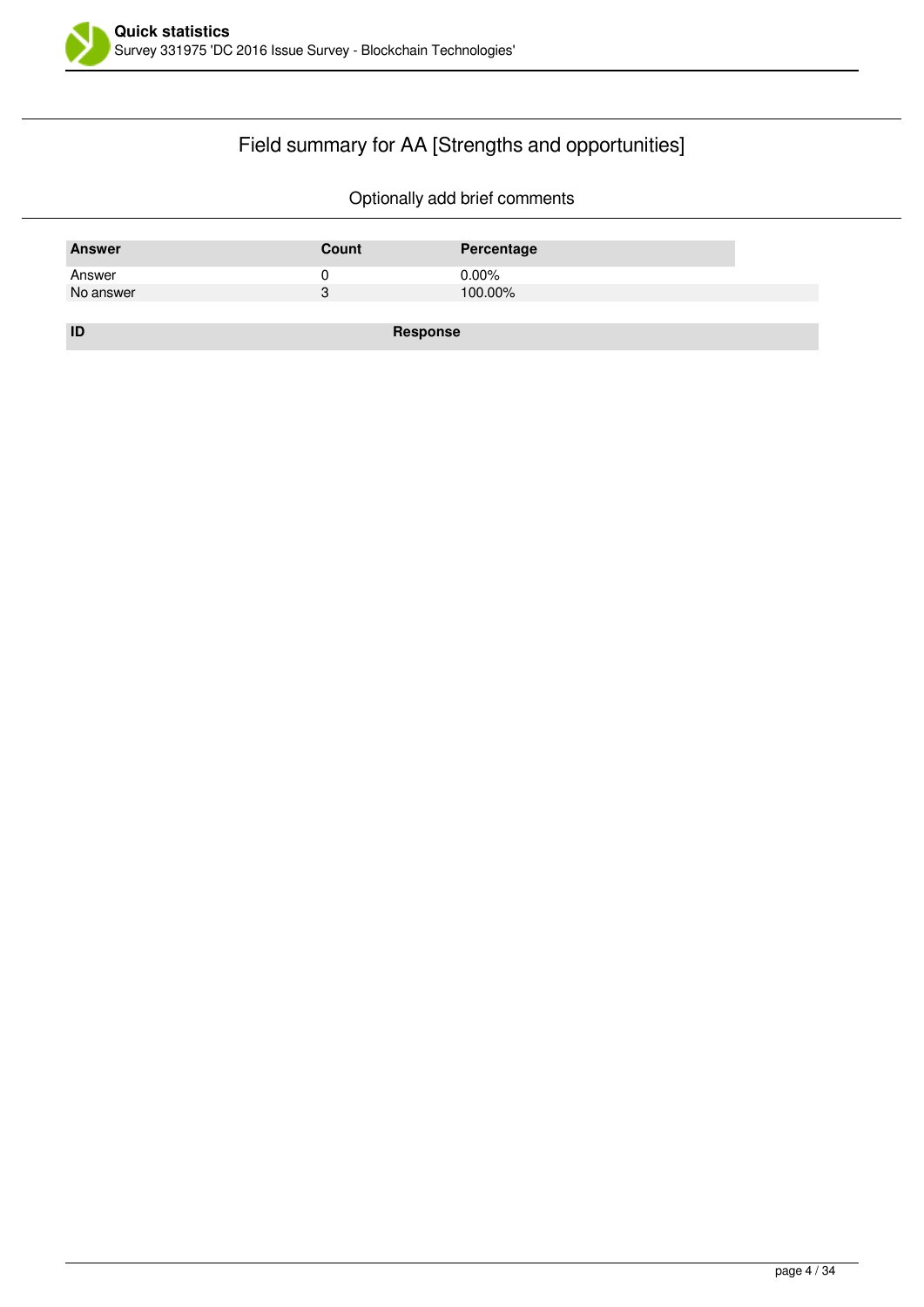## Field summary for AA [Strengths and opportunities]

Optionally add brief comments

| Answer | Count | Percentage |
|---|---|---|
| Answer | 0 | 0.00% |
| No answer | 3 | 100.00% |

| ID | Response |
|---|---|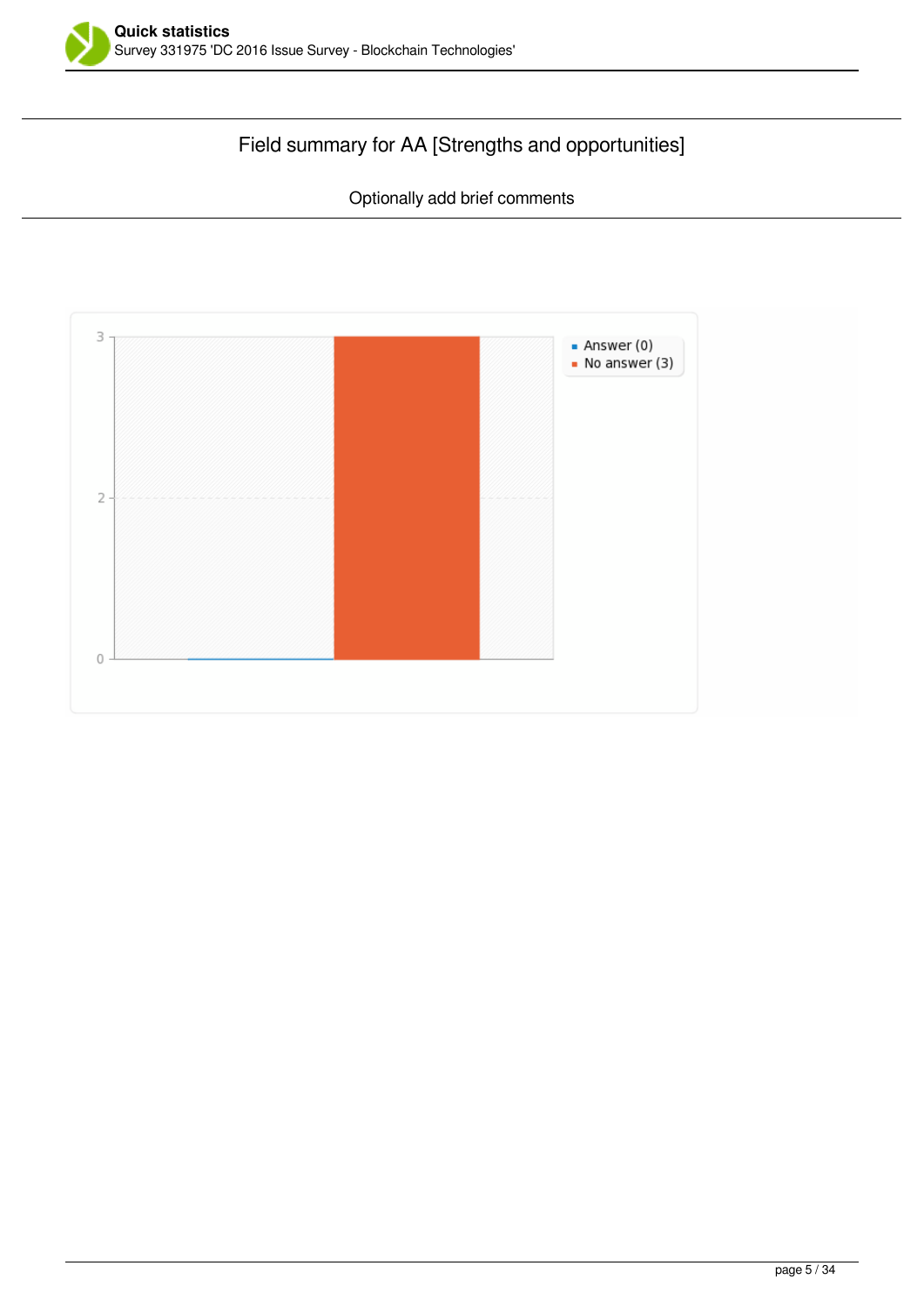## Field summary for AA [Strengths and opportunities]

Optionally add brief comments

- Answer (0)
- No answer (3)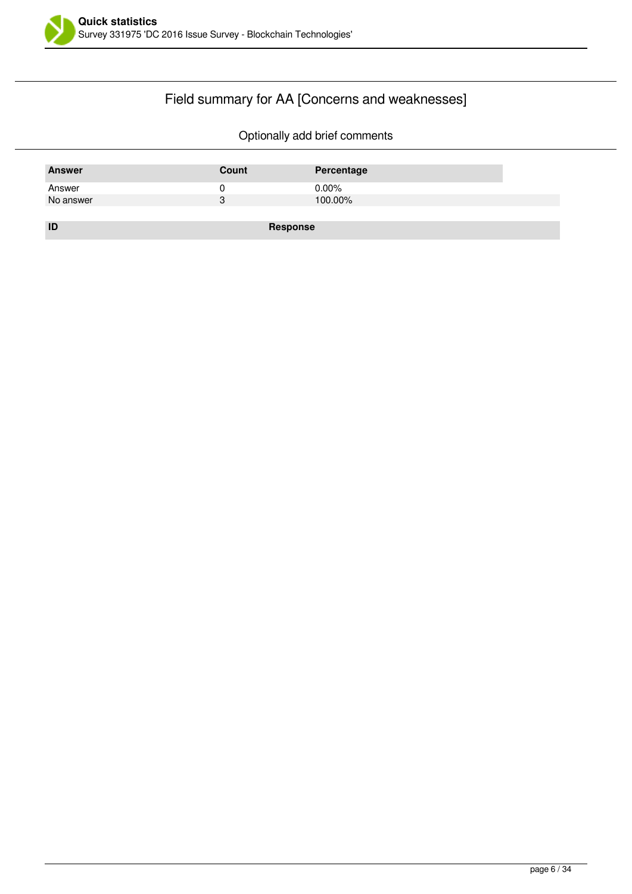## Field summary for AA [Concerns and weaknesses]

Optionally add brief comments

| Answer | Count | Percentage |
|---|---|---|
| Answer | 0 | 0.00% |
| No answer | 3 | 100.00% |

| ID | Response |
|---|---|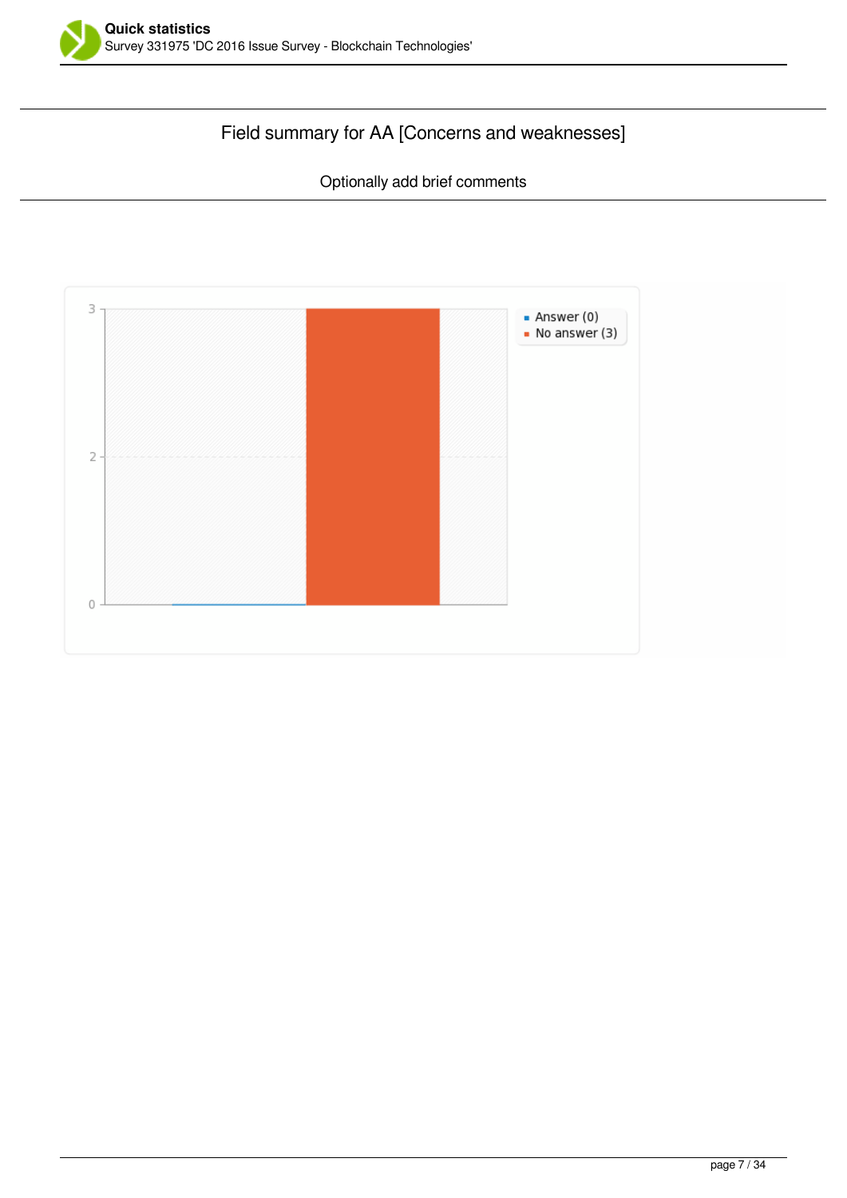## Field summary for AA [Concerns and weaknesses]

Optionally add brief comments

- Answer (0)
- No answer (3)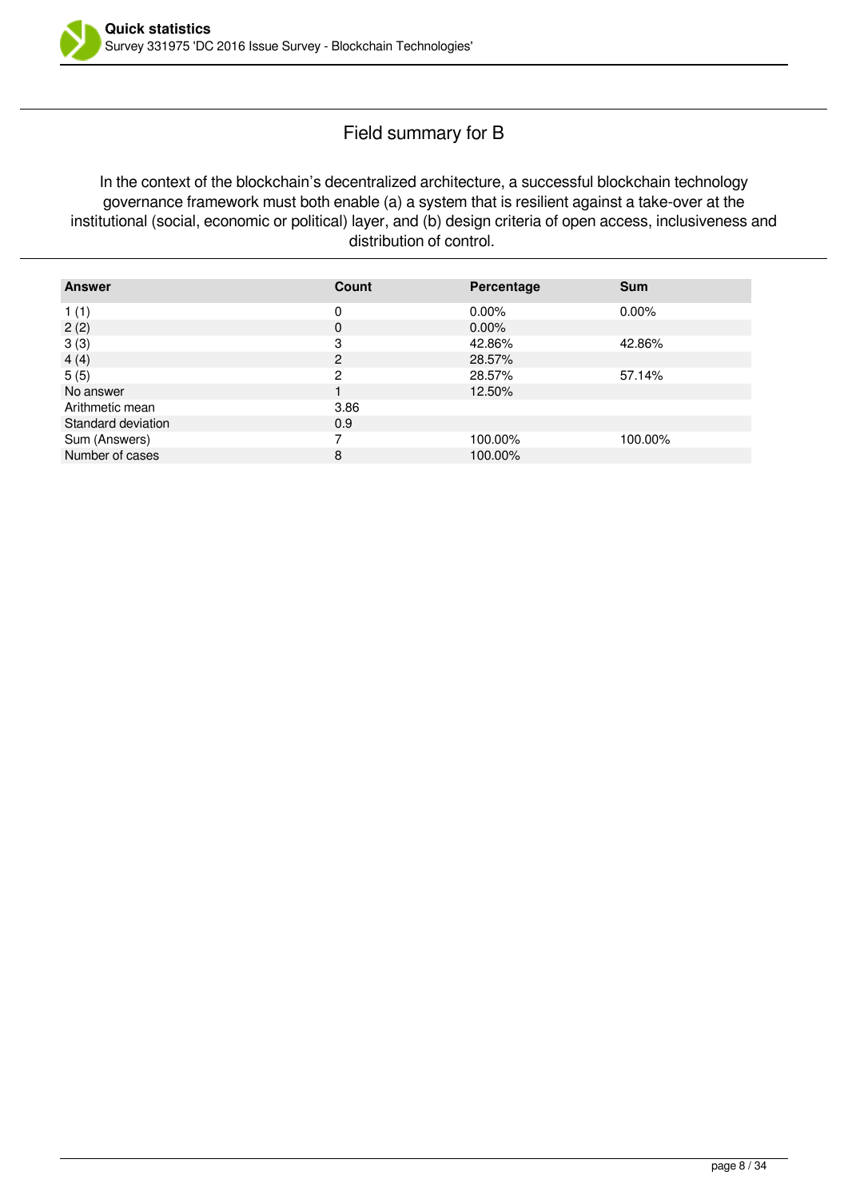## Field summary for B

In the context of the blockchain's decentralized architecture, a successful blockchain technology governance framework must both enable (a) a system that is resilient against a take-over at the institutional (social, economic or political) layer, and (b) design criteria of open access, inclusiveness and distribution of control.

| Answer | Count | Percentage | Sum |
|---|---|---|---|
| 1 (1) | 0 | 0.00% | 0.00% |
| 2 (2) | 0 | 0.00% | |
| 3 (3) | 3 | 42.86% | 42.86% |
| 4 (4) | 2 | 28.57% | |
| 5 (5) | 2 | 28.57% | 57.14% |
| No answer | 1 | 12.50% | |
| Arithmetic mean | 3.86 | | |
| Standard deviation | 0.9 | | |
| Sum (Answers) | 7 | 100.00% | 100.00% |
| Number of cases | 8 | 100.00% | |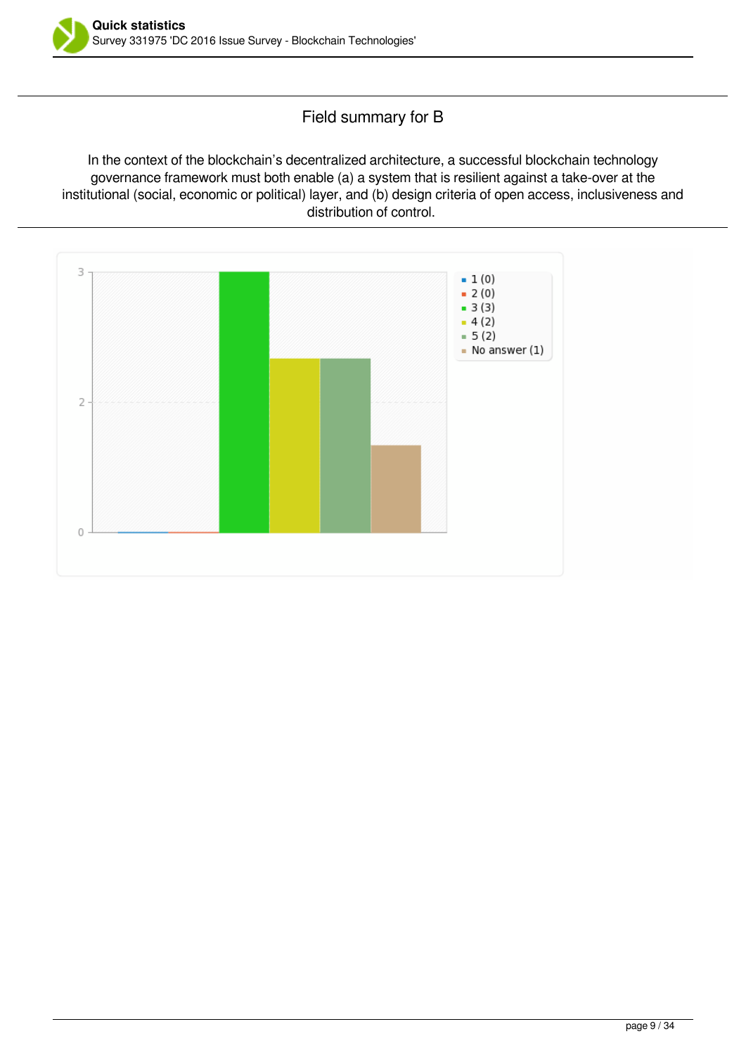## Field summary for B

In the context of the blockchain's decentralized architecture, a successful blockchain technology governance framework must both enable (a) a system that is resilient against a take-over at the institutional (social, economic or political) layer, and (b) design criteria of open access, inclusiveness and distribution of control.

- 1 (0)
- 2 (0)
- 3 (3)
- 4 (2)
- 5 (2)
- No answer (1)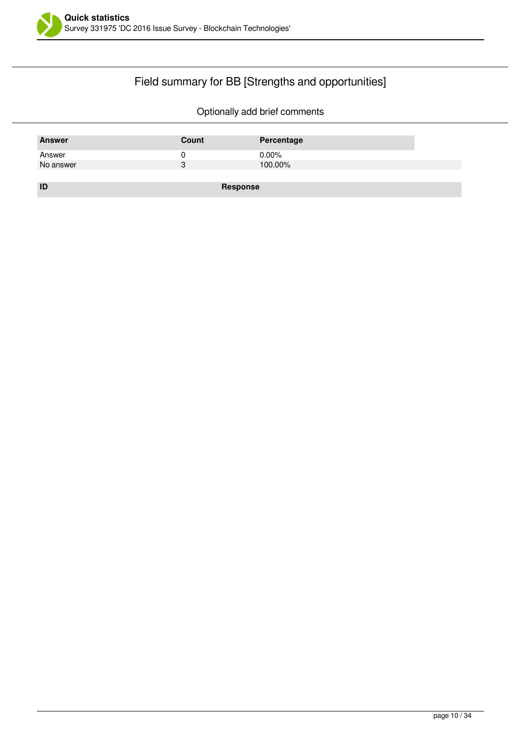## Field summary for BB [Strengths and opportunities]

Optionally add brief comments

| Answer | Count | Percentage |
|---|---|---|
| Answer | 0 | 0.00% |
| No answer | 3 | 100.00% |

| ID | Response |
|---|---|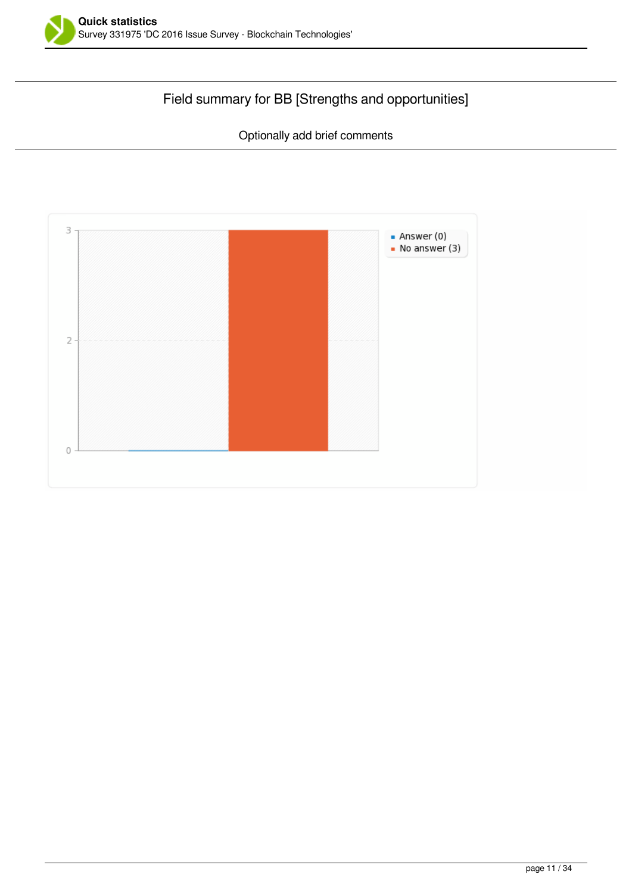## Field summary for BB [Strengths and opportunities]

Optionally add brief comments

- Answer (0)
- No answer (3)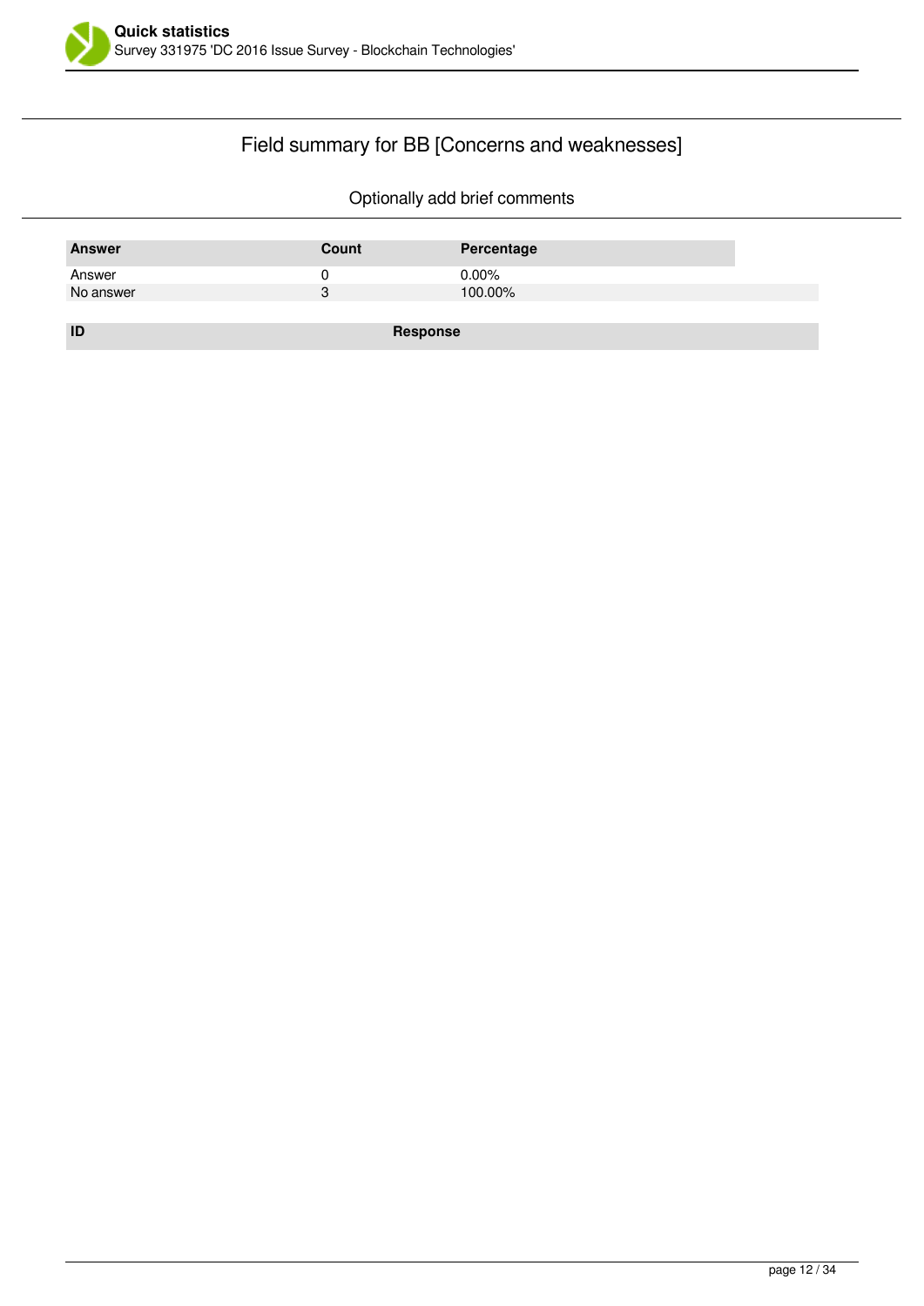## Field summary for BB [Concerns and weaknesses]

Optionally add brief comments

| Answer | Count | Percentage |
|---|---|---|
| Answer | 0 | 0.00% |
| No answer | 3 | 100.00% |

| ID | Response |
|---|---|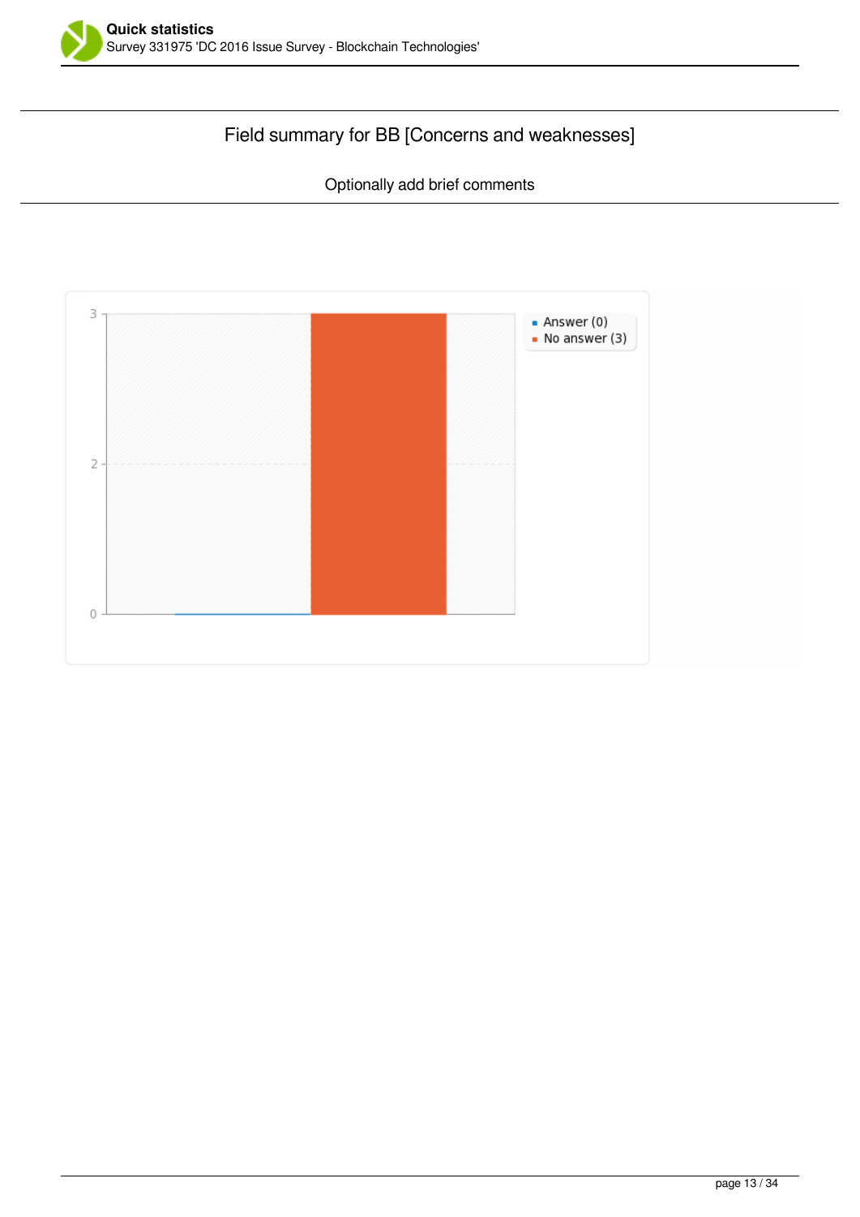## Field summary for BB [Concerns and weaknesses]

Optionally add brief comments

- Answer (0)
- No answer (3)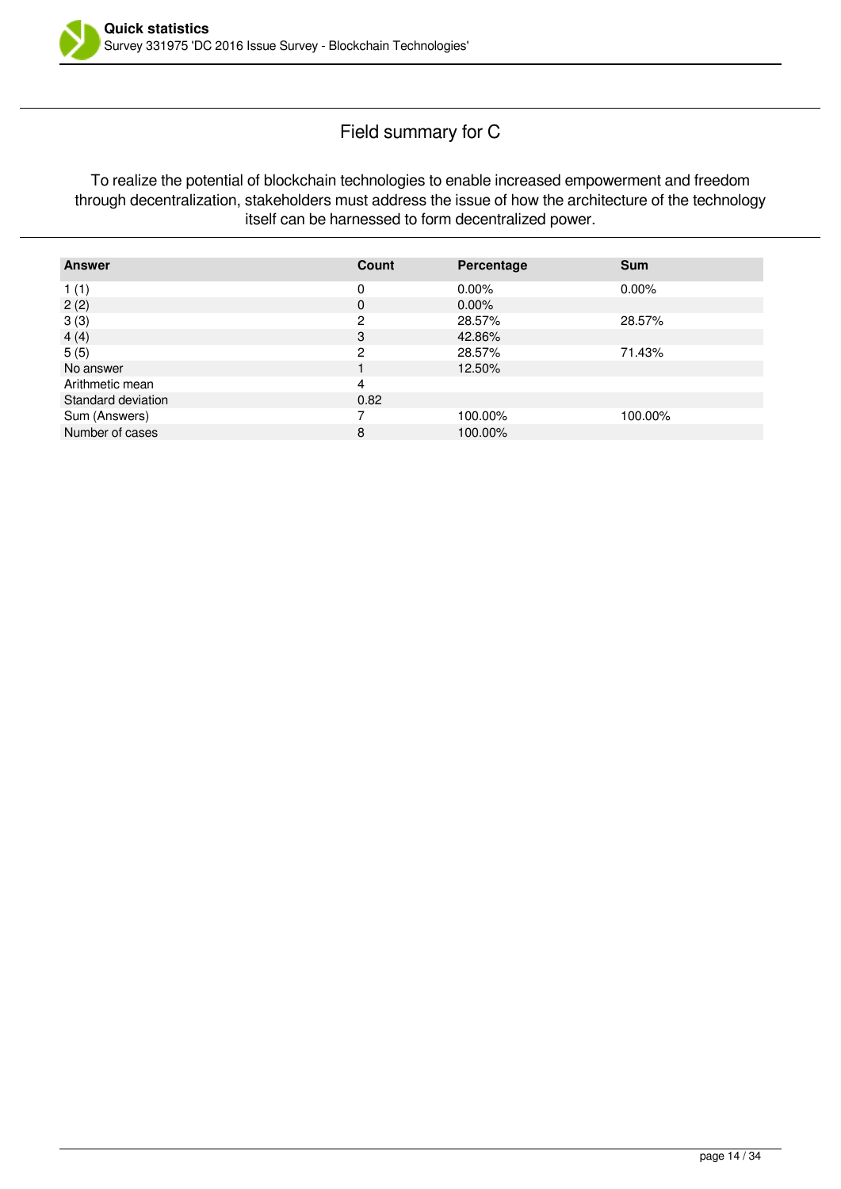## Field summary for C

To realize the potential of blockchain technologies to enable increased empowerment and freedom through decentralization, stakeholders must address the issue of how the architecture of the technology itself can be harnessed to form decentralized power.

| Answer | Count | Percentage | Sum |
|---|---|---|---|
| 1 (1) | 0 | 0.00% | 0.00% |
| 2 (2) | 0 | 0.00% | |
| 3 (3) | 2 | 28.57% | 28.57% |
| 4 (4) | 3 | 42.86% | |
| 5 (5) | 2 | 28.57% | 71.43% |
| No answer | 1 | 12.50% | |
| Arithmetic mean | 4 | | |
| Standard deviation | 0.82 | | |
| Sum (Answers) | 7 | 100.00% | 100.00% |
| Number of cases | 8 | 100.00% | |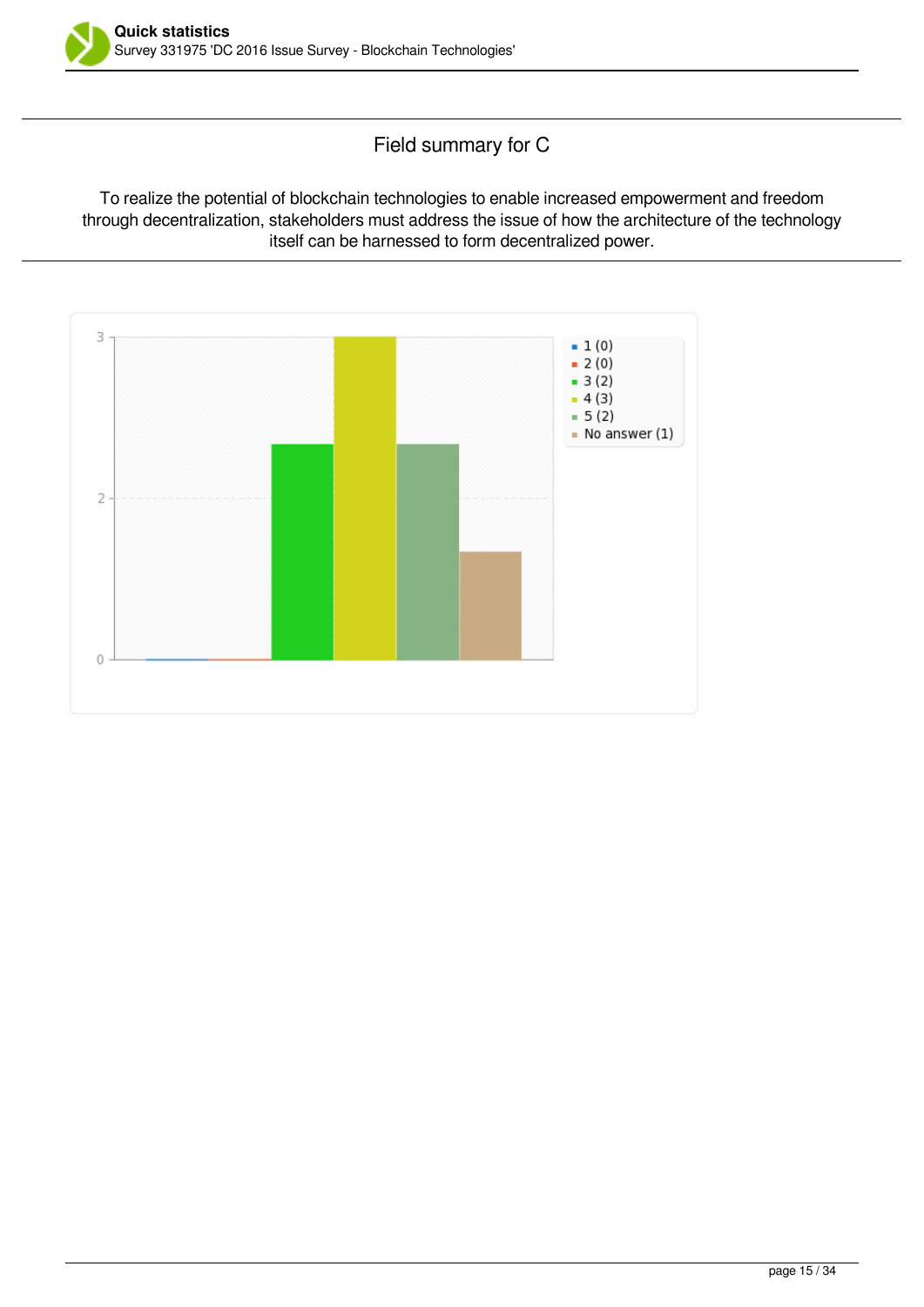## Field summary for C

To realize the potential of blockchain technologies to enable increased empowerment and freedom through decentralization, stakeholders must address the issue of how the architecture of the technology itself can be harnessed to form decentralized power.

- 1 (0)
- 2 (0)
- 3 (2)
- 4 (3)
- 5 (2)
- No answer (1)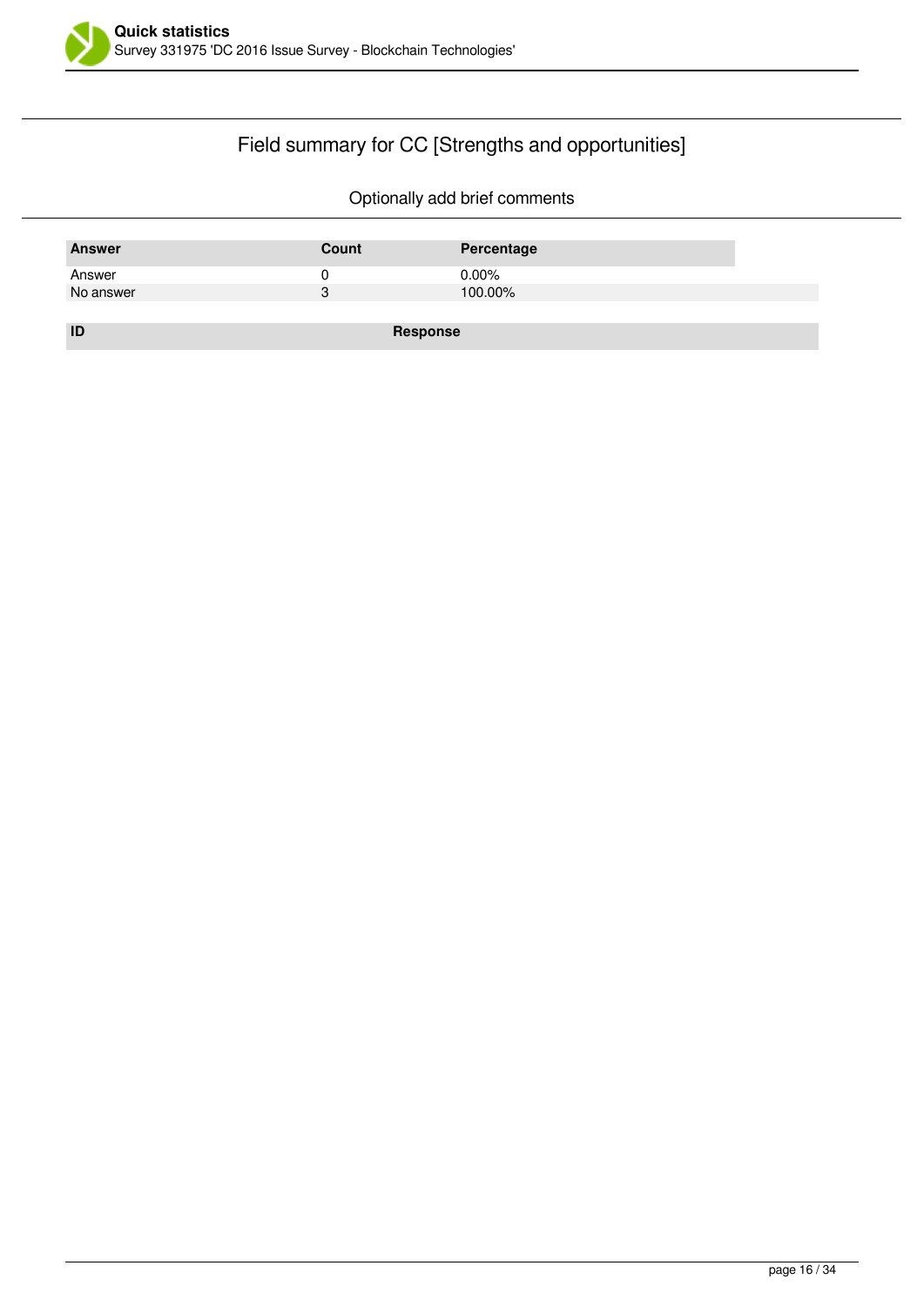## Field summary for CC [Strengths and opportunities]

Optionally add brief comments

| Answer | Count | Percentage |
|---|---|---|
| Answer | 0 | 0.00% |
| No answer | 3 | 100.00% |

| ID | Response |
|---|---|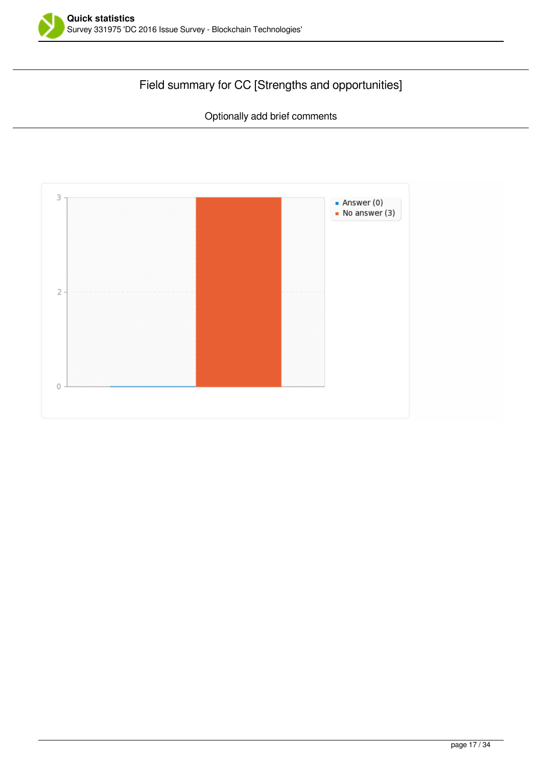## Field summary for CC [Strengths and opportunities]

Optionally add brief comments

- Answer (0)
- No answer (3)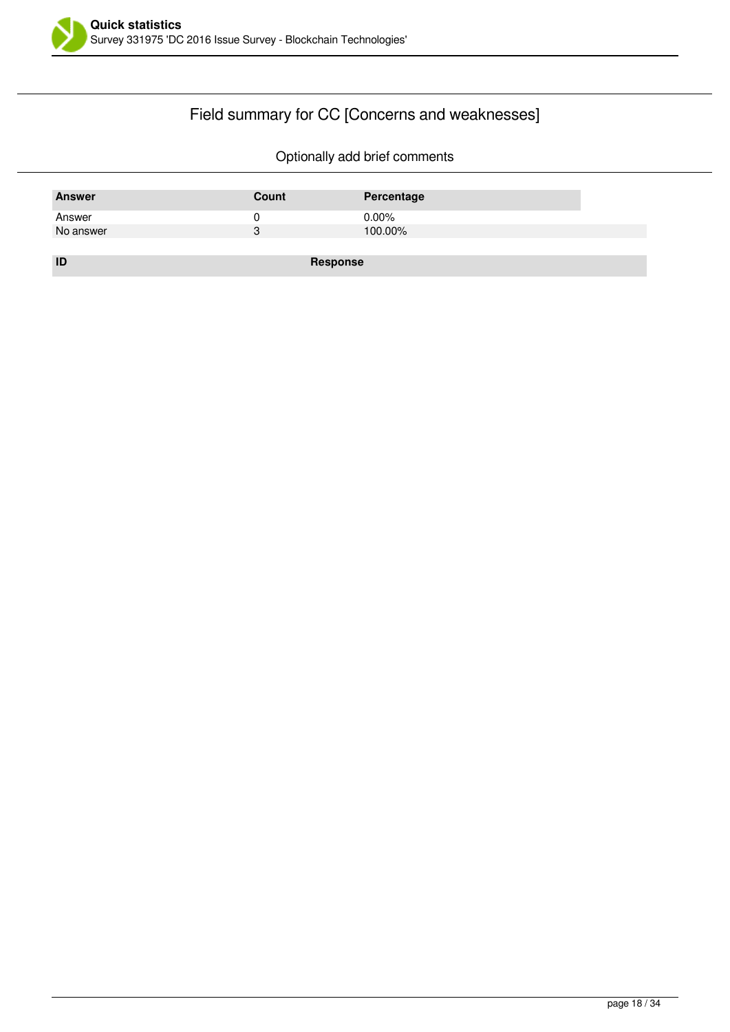## Field summary for CC [Concerns and weaknesses]

Optionally add brief comments

| Answer | Count | Percentage |
|---|---|---|
| Answer | 0 | 0.00% |
| No answer | 3 | 100.00% |

| ID | Response |
|---|---|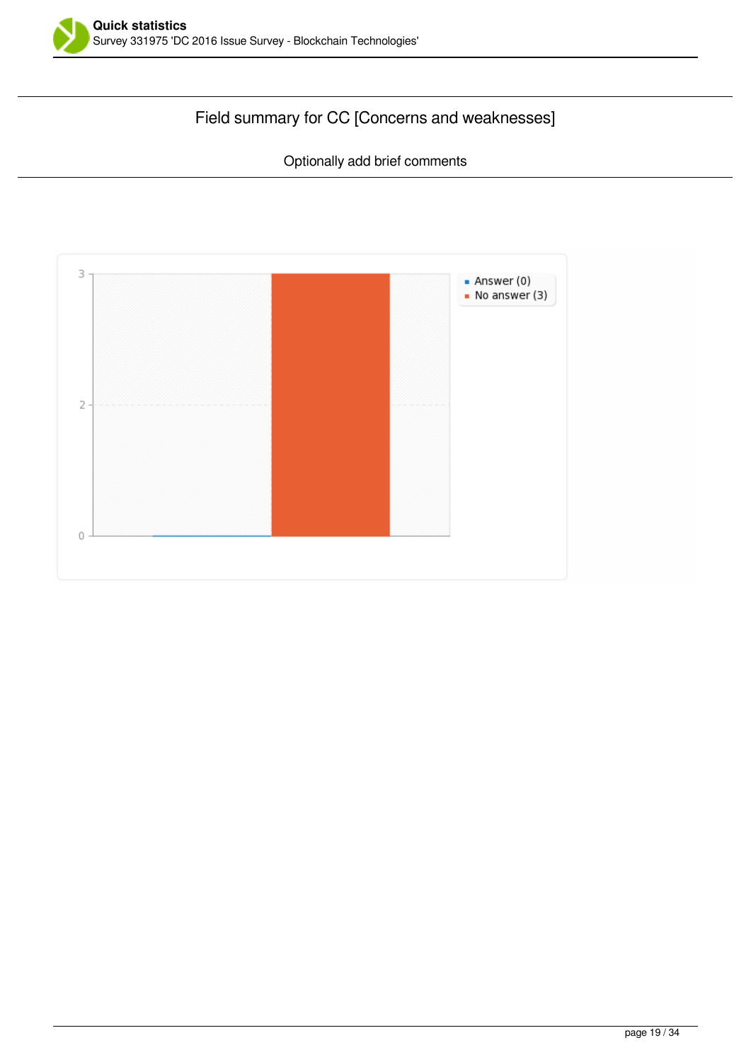## Field summary for CC [Concerns and weaknesses]

Optionally add brief comments

- Answer (0)
- No answer (3)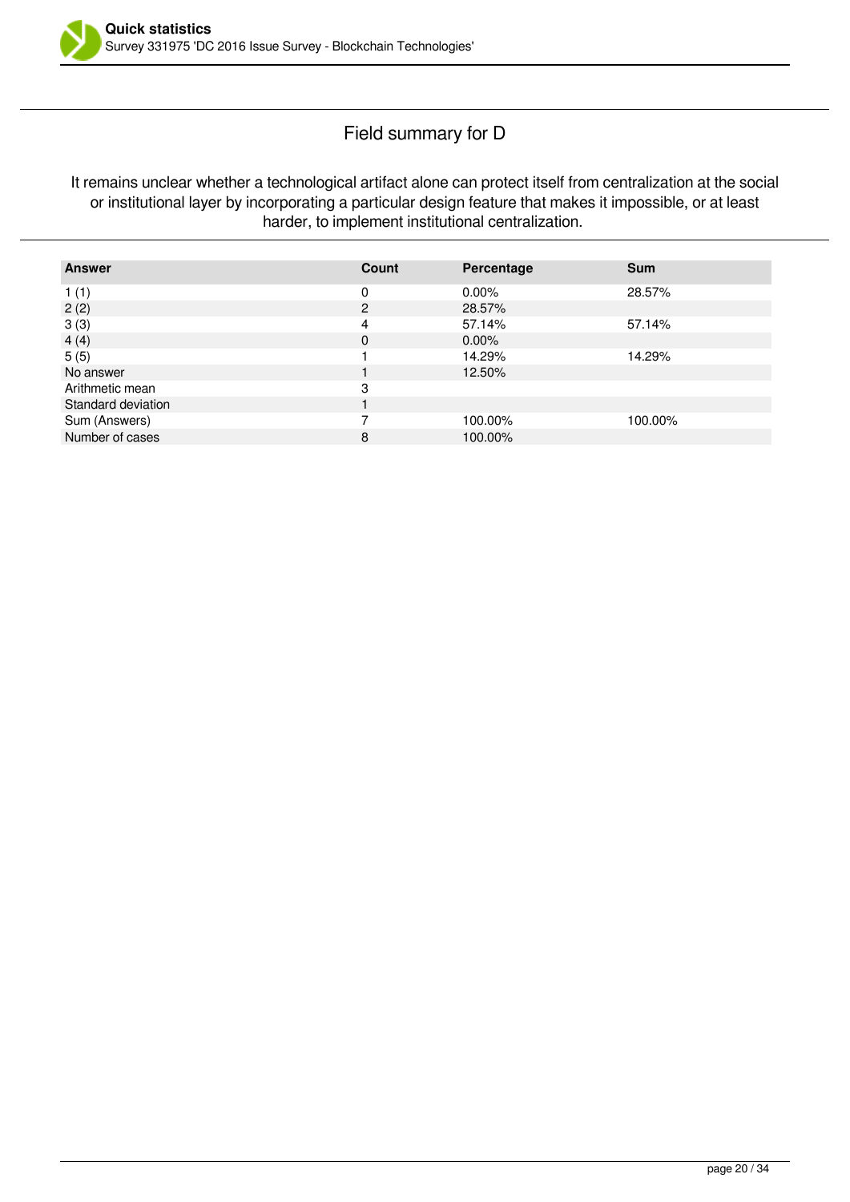## Field summary for D

It remains unclear whether a technological artifact alone can protect itself from centralization at the social or institutional layer by incorporating a particular design feature that makes it impossible, or at least harder, to implement institutional centralization.

| Answer | Count | Percentage | Sum |
|---|---|---|---|
| 1 (1) | 0 | 0.00% | 28.57% |
| 2 (2) | 2 | 28.57% | |
| 3 (3) | 4 | 57.14% | 57.14% |
| 4 (4) | 0 | 0.00% | |
| 5 (5) | 1 | 14.29% | 14.29% |
| No answer | 1 | 12.50% | |
| Arithmetic mean | 3 | | |
| Standard deviation | 1 | | |
| Sum (Answers) | 7 | 100.00% | 100.00% |
| Number of cases | 8 | 100.00% | |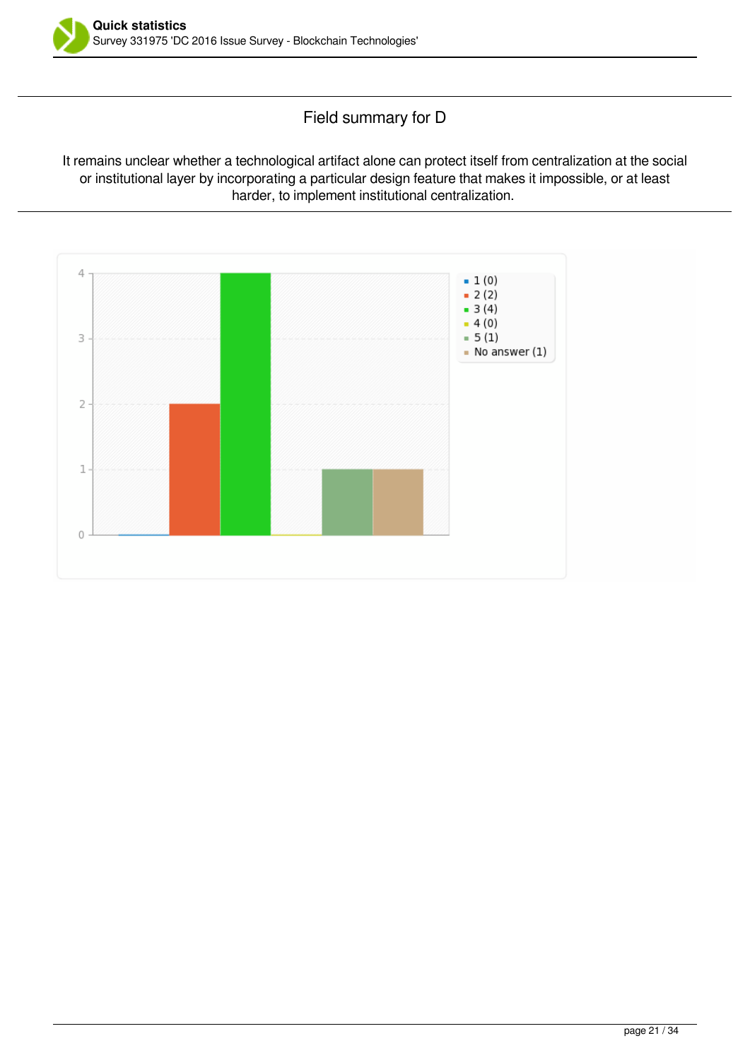## Field summary for D

It remains unclear whether a technological artifact alone can protect itself from centralization at the social or institutional layer by incorporating a particular design feature that makes it impossible, or at least harder, to implement institutional centralization.

- 1 (0)
- 2 (2)
- 3 (4)
- 4 (0)
- 5 (1)
- No answer (1)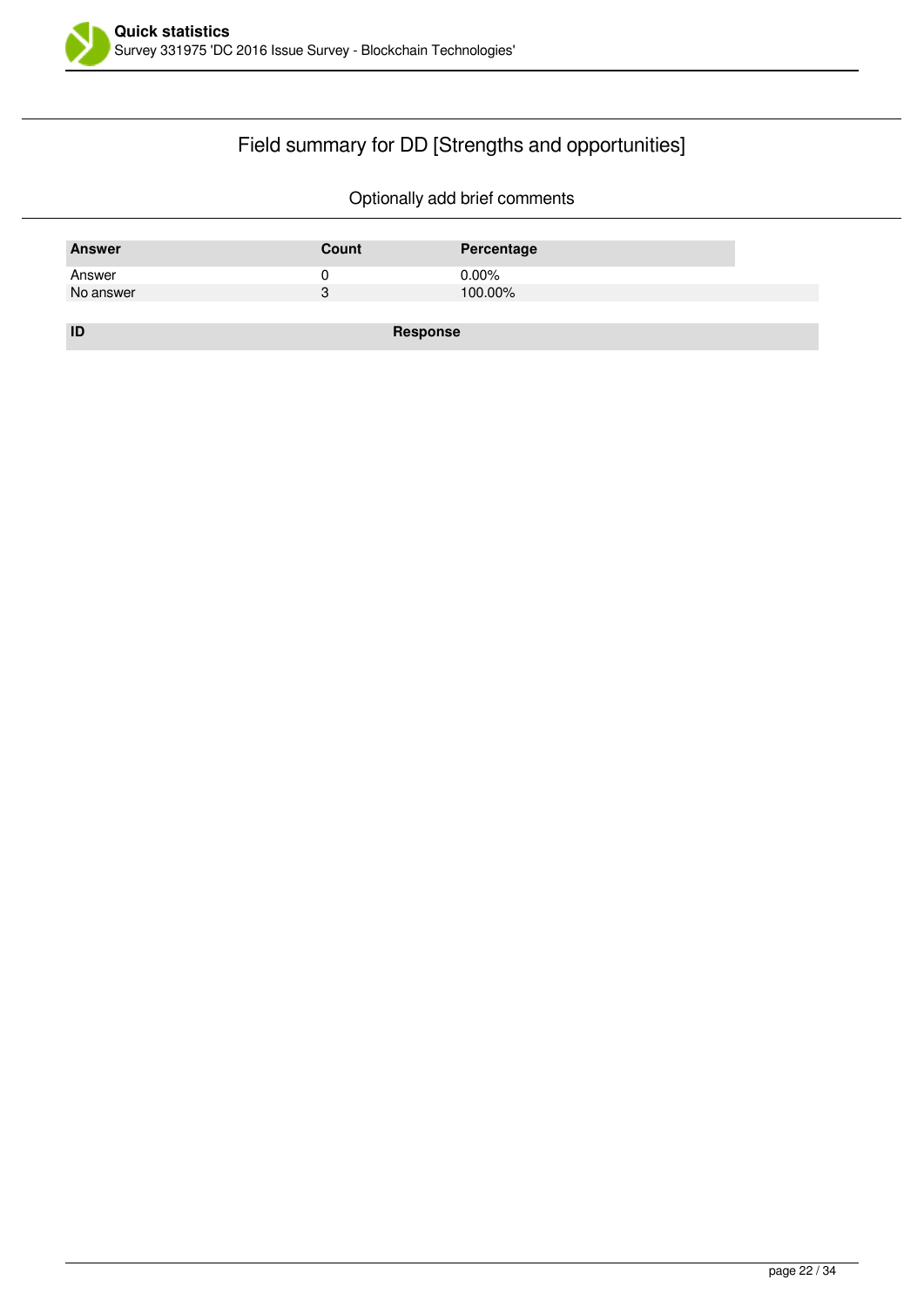## Field summary for DD [Strengths and opportunities]

Optionally add brief comments

| Answer | Count | Percentage |
|---|---|---|
| Answer | 0 | 0.00% |
| No answer | 3 | 100.00% |

| ID | Response |
|---|---|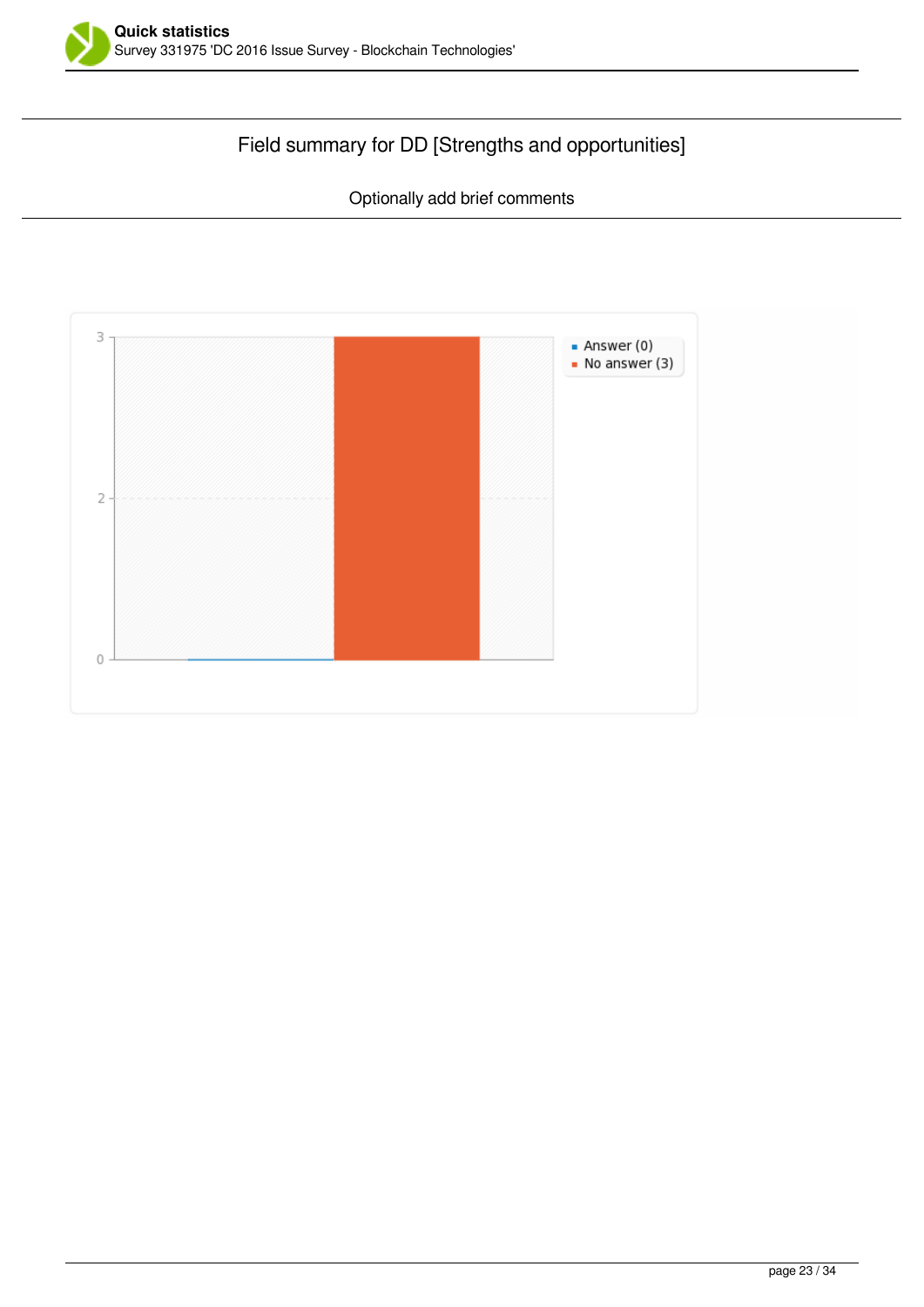## Field summary for DD [Strengths and opportunities]

Optionally add brief comments

- Answer (0)
- No answer (3)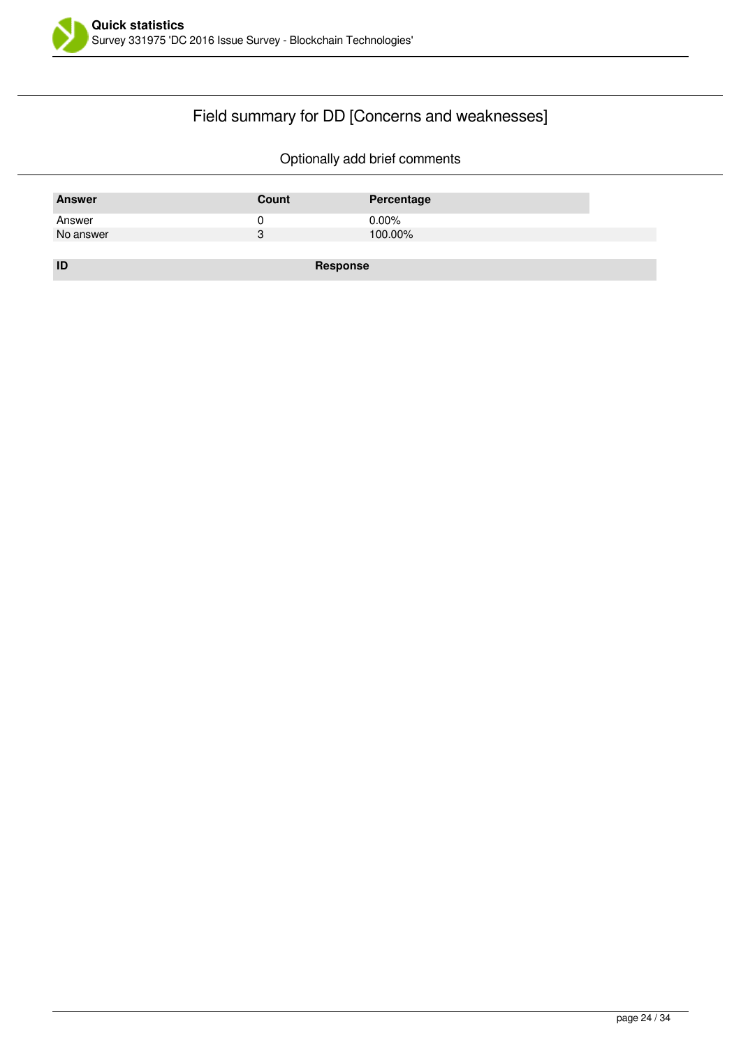## Field summary for DD [Concerns and weaknesses]

Optionally add brief comments

| Answer | Count | Percentage |
|---|---|---|
| Answer | 0 | 0.00% |
| No answer | 3 | 100.00% |

| ID | Response |
|---|---|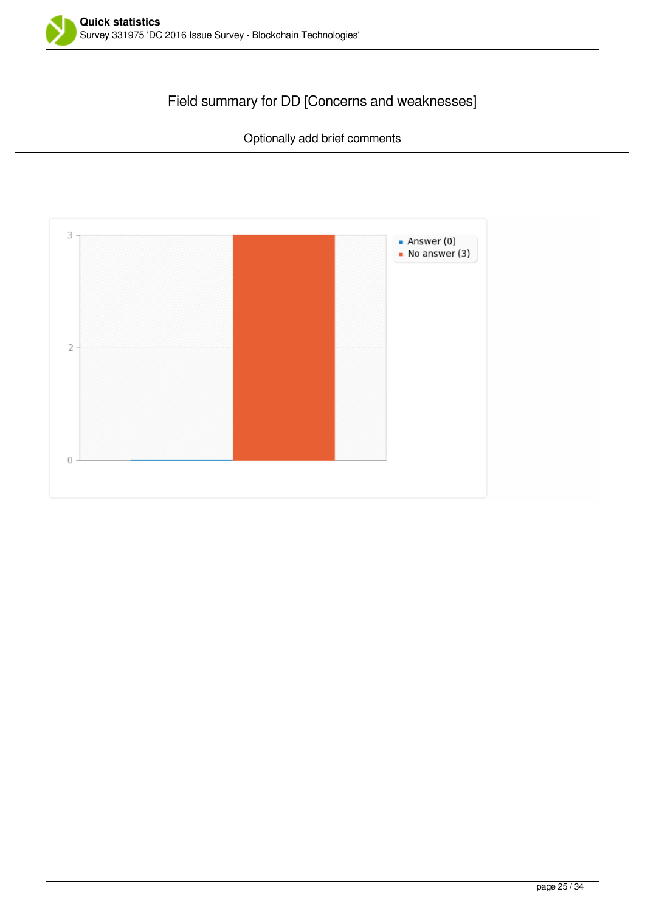## Field summary for DD [Concerns and weaknesses]

Optionally add brief comments

- Answer (0)
- No answer (3)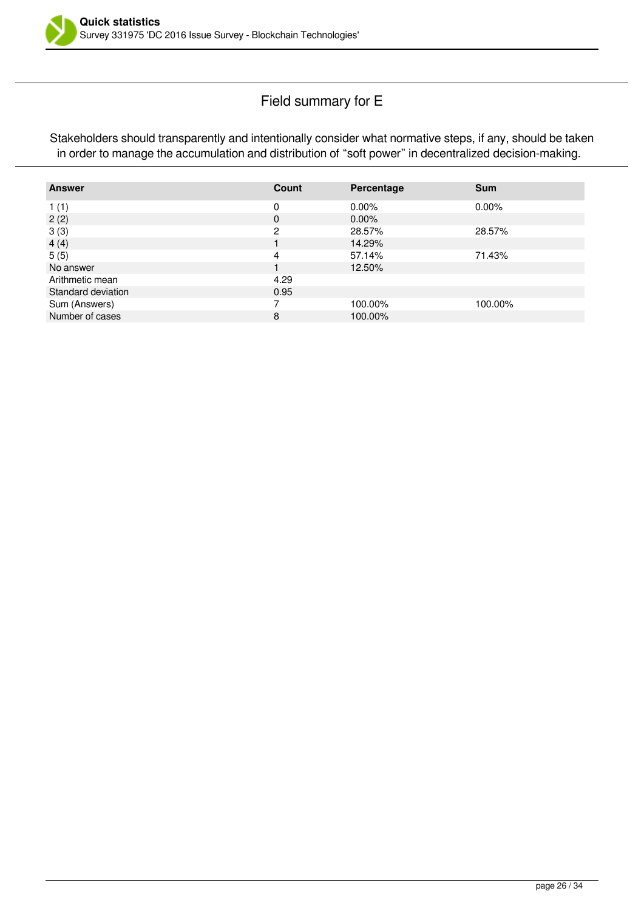# Field summary for E

Stakeholders should transparently and intentionally consider what normative steps, if any, should be taken in order to manage the accumulation and distribution of "soft power" in decentralized decision-making.

| Answer | Count | Percentage | Sum |
|---|---|---|---|
| 1 (1) | 0 | 0.00% | 0.00% |
| 2 (2) | 0 | 0.00% | |
| 3 (3) | 2 | 28.57% | 28.57% |
| 4 (4) | 1 | 14.29% | |
| 5 (5) | 4 | 57.14% | 71.43% |
| No answer | 1 | 12.50% | |
| Arithmetic mean | 4.29 | | |
| Standard deviation | 0.95 | | |
| Sum (Answers) | 7 | 100.00% | 100.00% |
| Number of cases | 8 | 100.00% | |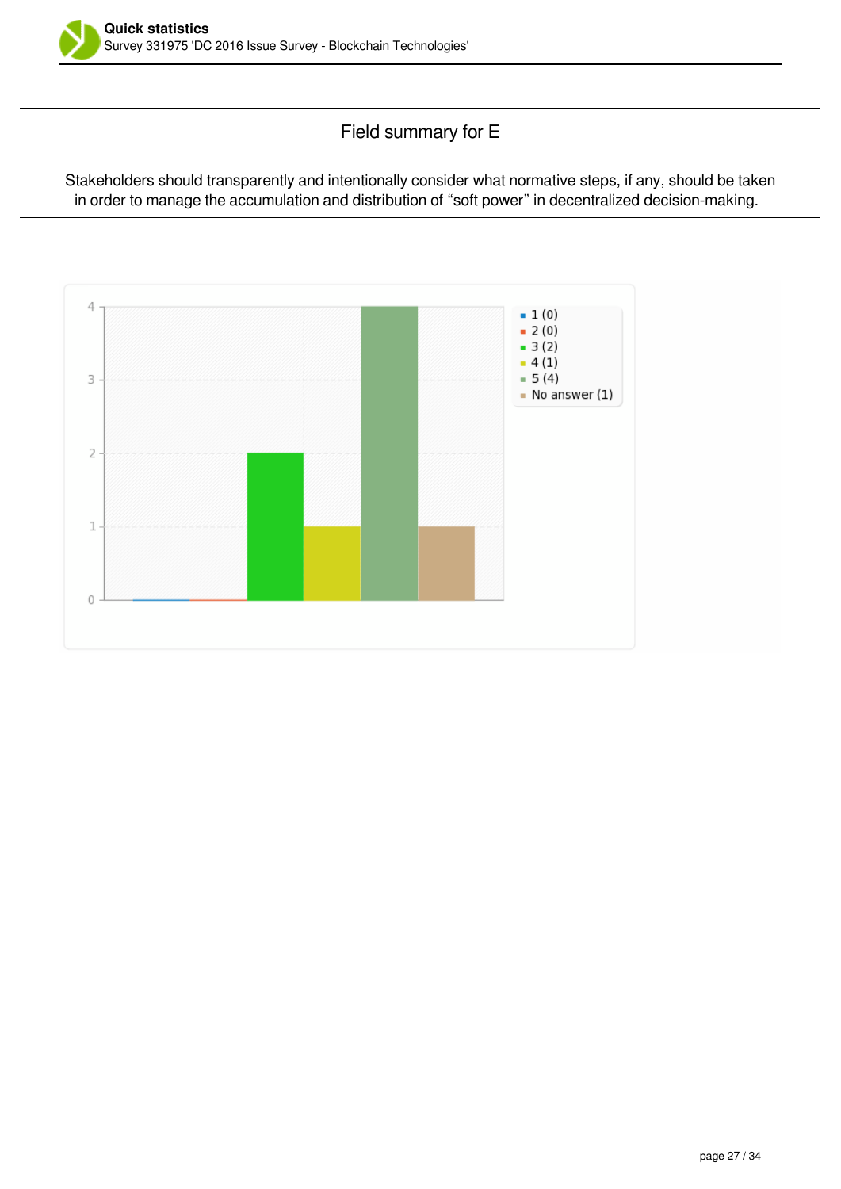## Field summary for E

Stakeholders should transparently and intentionally consider what normative steps, if any, should be taken in order to manage the accumulation and distribution of “soft power” in decentralized decision-making.

| Answer | Count |
|---|---|
| 1 | 0 |
| 2 | 0 |
| 3 | 2 |
| 4 | 1 |
| 5 | 4 |
| No answer | 1 |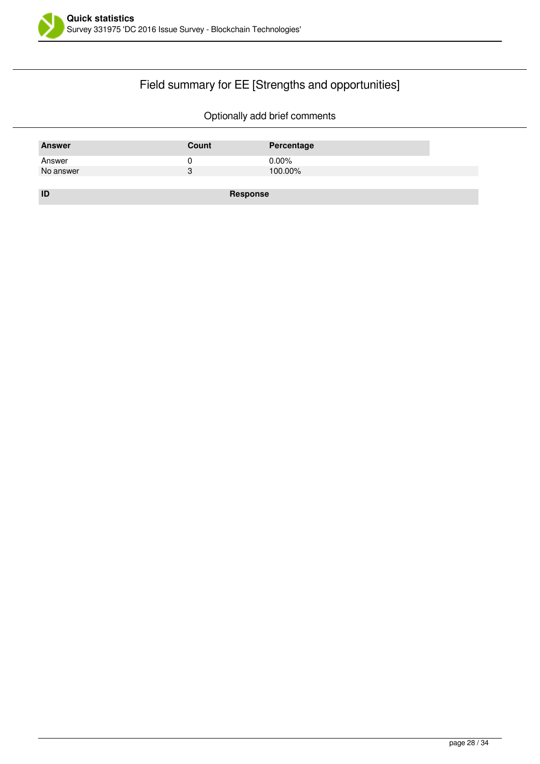## Field summary for EE [Strengths and opportunities]

Optionally add brief comments

| Answer | Count | Percentage |
|---|---|---|
| Answer | 0 | 0.00% |
| No answer | 3 | 100.00% |

| ID | Response |
|---|---|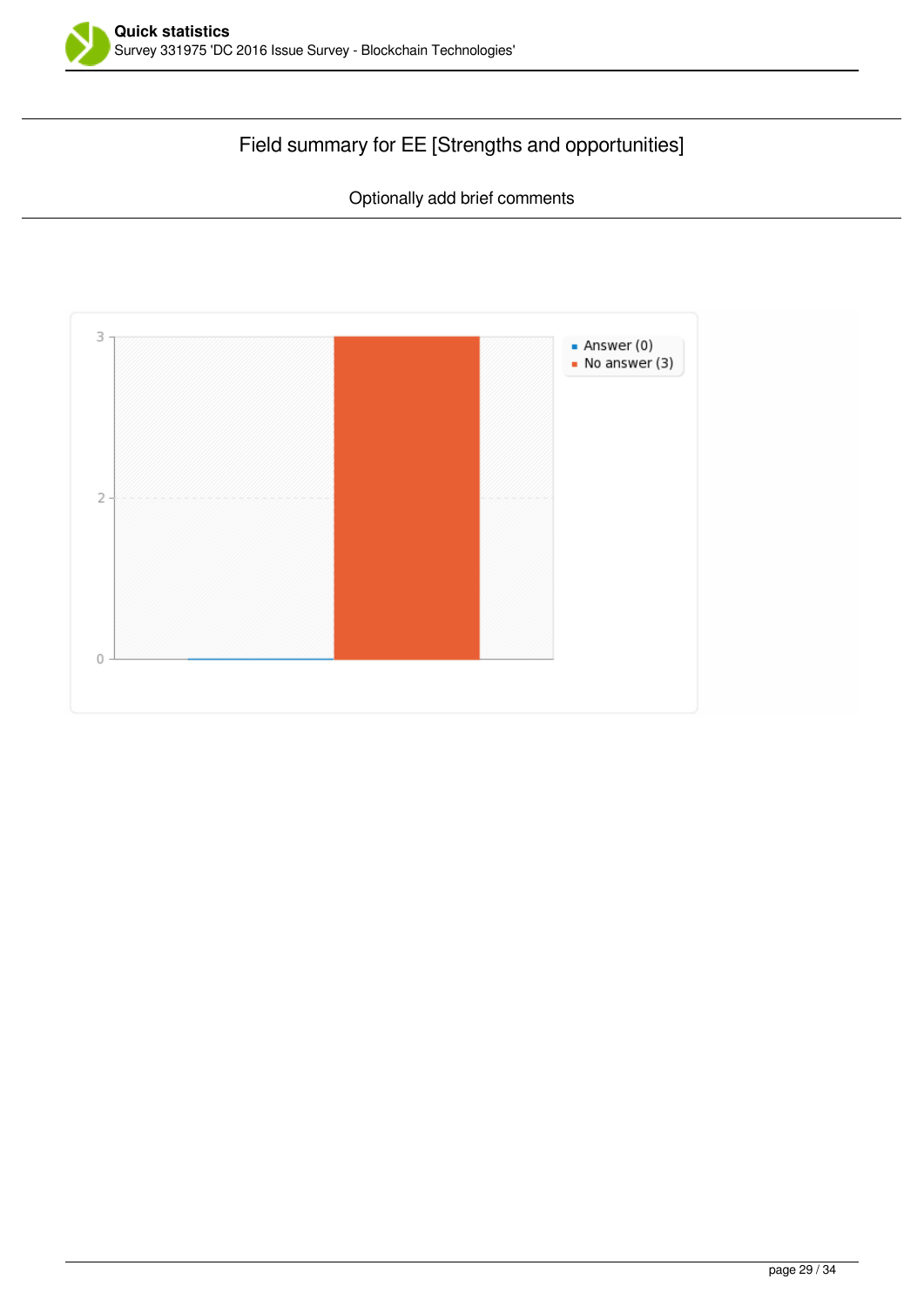## Field summary for EE [Strengths and opportunities]

Optionally add brief comments

- Answer (0)
- No answer (3)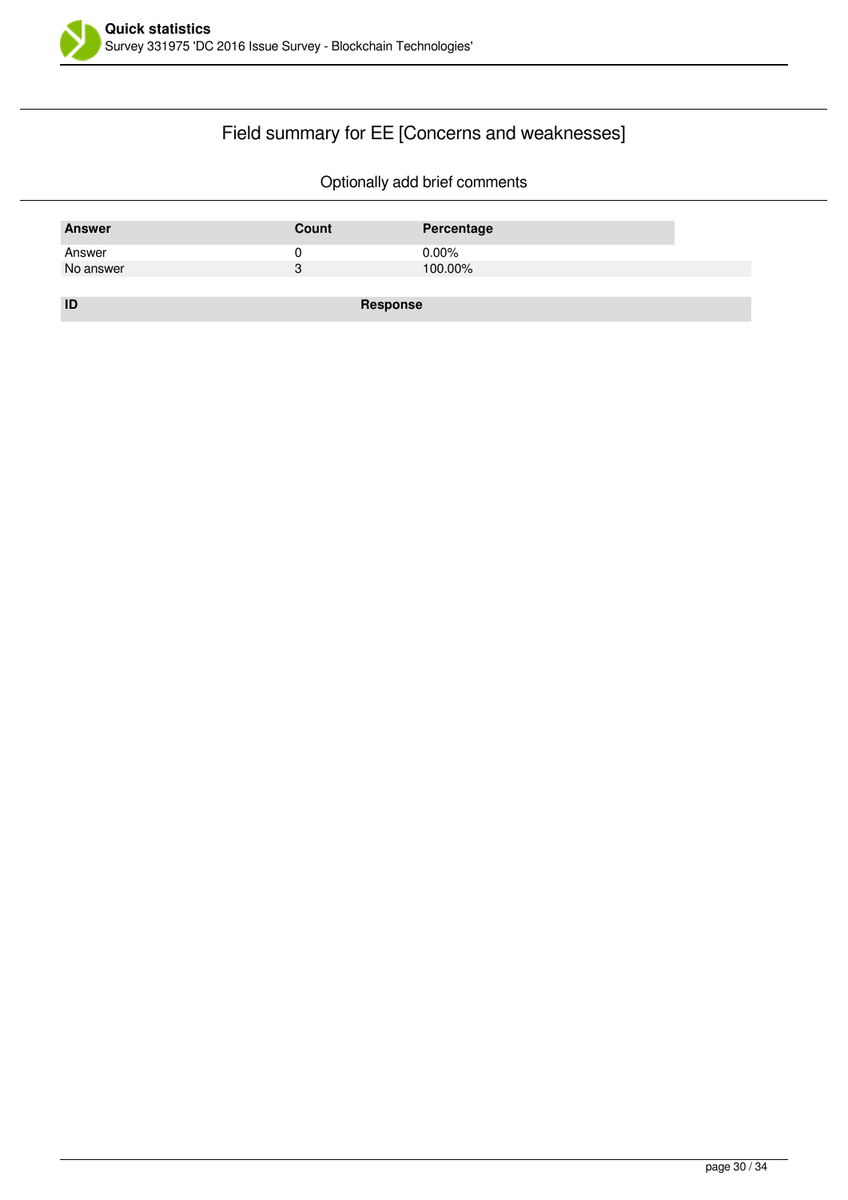## Field summary for EE [Concerns and weaknesses]

Optionally add brief comments

| Answer | Count | Percentage |
| --- | --- | --- |
| Answer | 0 | 0.00% |
| No answer | 3 | 100.00% |

| ID | Response |
| --- | --- |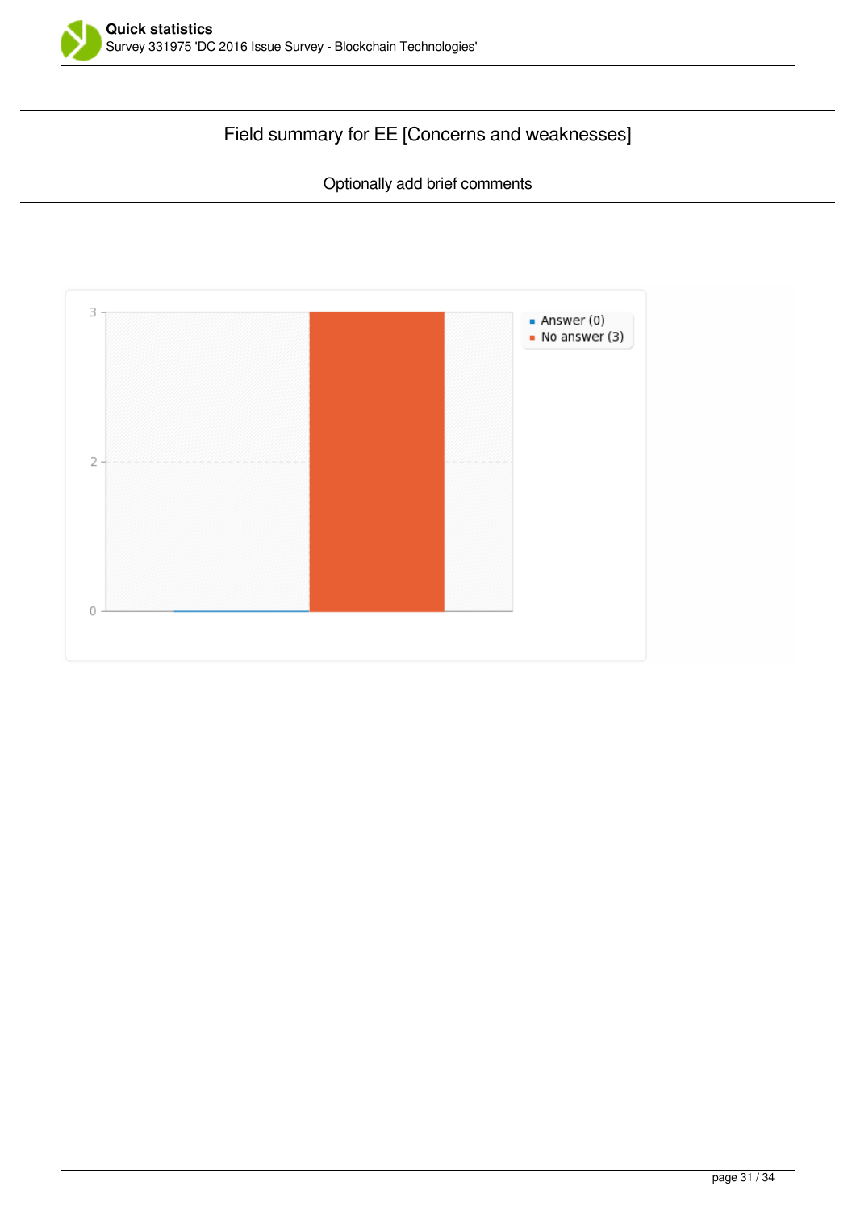## Field summary for EE [Concerns and weaknesses]

Optionally add brief comments

- Answer (0)
- No answer (3)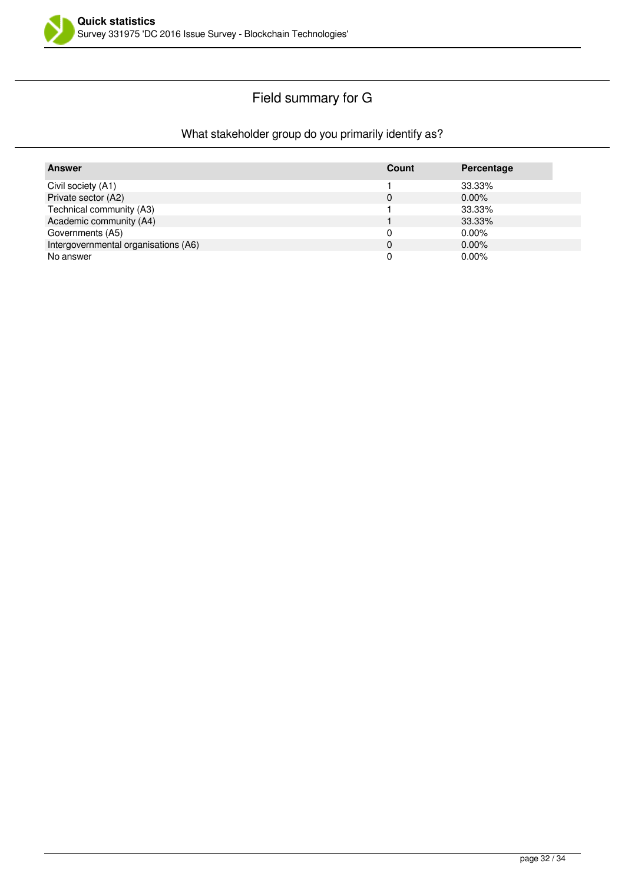## Field summary for G

### What stakeholder group do you primarily identify as?

| Answer | Count | Percentage |
|---|---|---|
| Civil society (A1) | 1 | 33.33% |
| Private sector (A2) | 0 | 0.00% |
| Technical community (A3) | 1 | 33.33% |
| Academic community (A4) | 1 | 33.33% |
| Governments (A5) | 0 | 0.00% |
| Intergovernmental organisations (A6) | 0 | 0.00% |
| No answer | 0 | 0.00% |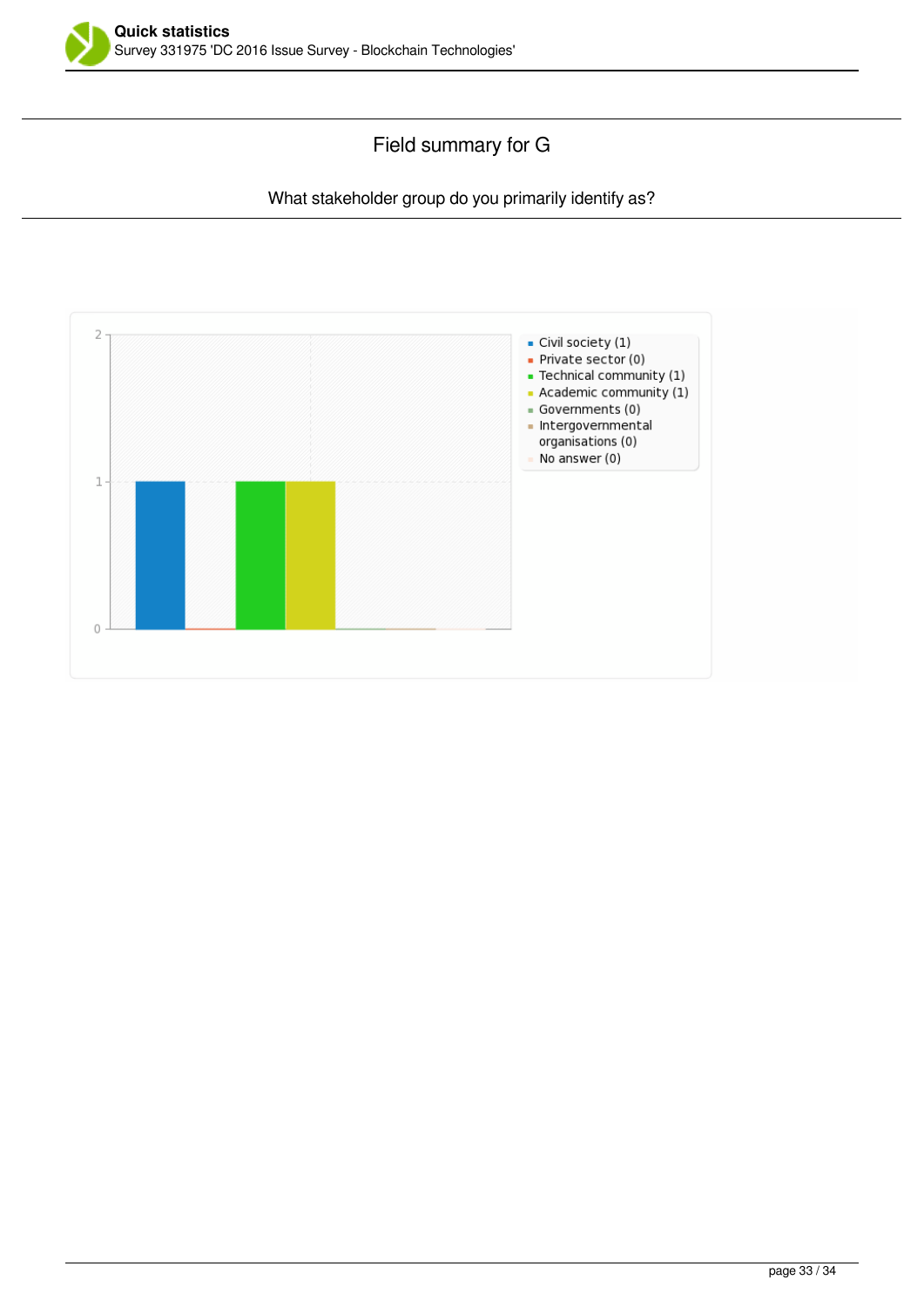## Field summary for G

What stakeholder group do you primarily identify as?

- Civil society (1)
- Private sector (0)
- Technical community (1)
- Academic community (1)
- Governments (0)
- Intergovernmental organisations (0)
- No answer (0)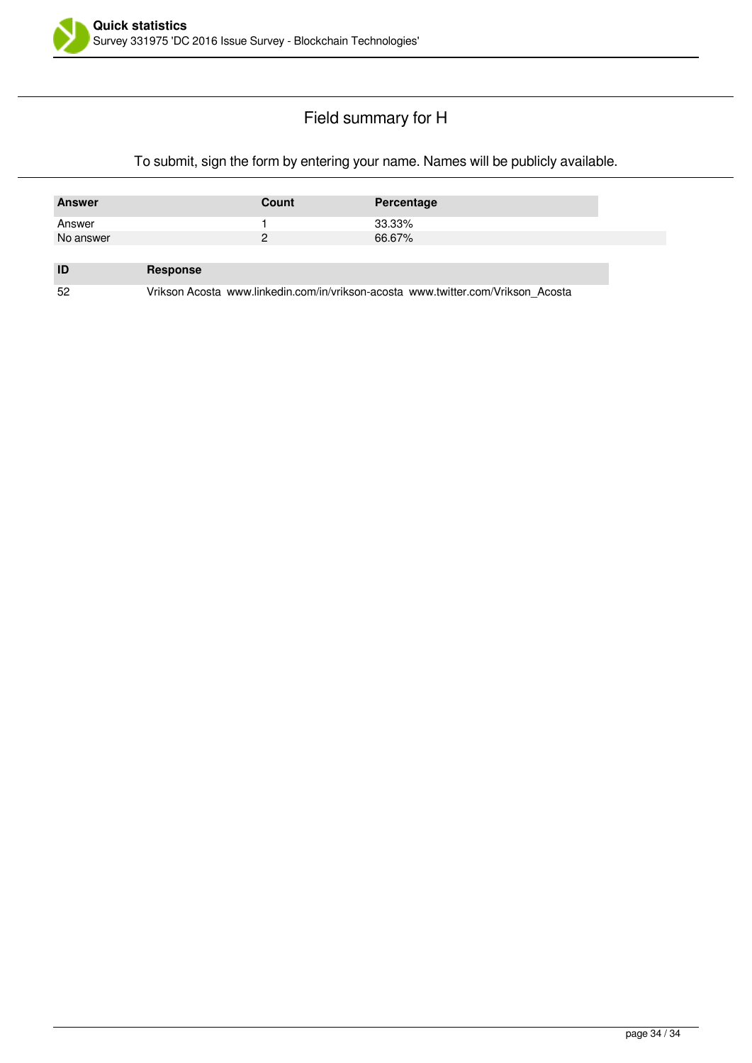# Field summary for H

To submit, sign the form by entering your name. Names will be publicly available.

| Answer | Count | Percentage |
|---|---|---|
| Answer | 1 | 33.33% |
| No answer | 2 | 66.67% |

| ID | Response |
|---|---|
| 52 | Vrikson Acosta www.linkedin.com/in/vrikson-acosta www.twitter.com/Vrikson_Acosta |